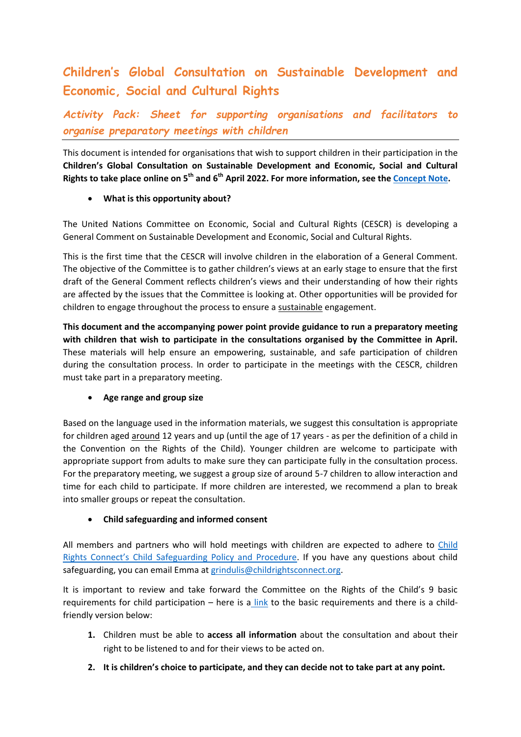# Children's Global Consultation on Sustainable Development and Economic, Social and Cultural Rights

## *Activity Pack: Sheet for supporting organisations and facilitators to organise preparatory meetings with children*

This document is intended for organisations that wish to support children in their participation in the **Children's Global Consultation on Sustainable Development and Economic, Social and Cultural Rights to take place online on 5th and 6th April 2022. For more information, see the Concept Note.**

- **What is this opportunity about?**

The United Nations Committee on Economic, Social and Cultural Rights (CESCR) is developing a General Comment on Sustainable Development and Economic, Social and Cultural Rights.

This is the first time that the CESCR will involve children in the elaboration of a General Comment. The objective of the Committee is to gather children's views at an early stage to ensure that the first draft of the General Comment reflects children's views and their understanding of how their rights are affected by the issues that the Committee is looking at. Other opportunities will be provided for children to engage throughout the process to ensure a sustainable engagement.

**This document and the accompanying power point provide guidance to run a preparatory meeting with children that wish to participate in the consultations organised by the Committee in April.** These materials will help ensure an empowering, sustainable, and safe participation of children during the consultation process. In order to participate in the meetings with the CESCR, children must take part in a preparatory meeting.

- **Age range and group size**

Based on the language used in the information materials, we suggest this consultation is appropriate for children aged around 12 years and up (until the age of 17 years - as per the definition of a child in the Convention on the Rights of the Child). Younger children are welcome to participate with appropriate support from adults to make sure they can participate fully in the consultation process. For the preparatory meeting, we suggest a group size of around 5-7 children to allow interaction and time for each child to participate. If more children are interested, we recommend a plan to break into smaller groups or repeat the consultation.

- **Child safeguarding and informed consent**

All members and partners who will hold meetings with children are expected to adhere to Child Rights Connect's Child Safeguarding Policy and Procedure. If you have any questions about child safeguarding, you can email Emma at grindulis@childrightsconnect.org.

It is important to review and take forward the Committee on the Rights of the Child's 9 basic requirements for child participation – here is a link to the basic requirements and there is a child-friendly version below:

1. Children must be able to **access all information** about the consultation and about their right to be listened to and for their views to be acted on.
2. **It is children's choice to participate, and they can decide not to take part at any point.**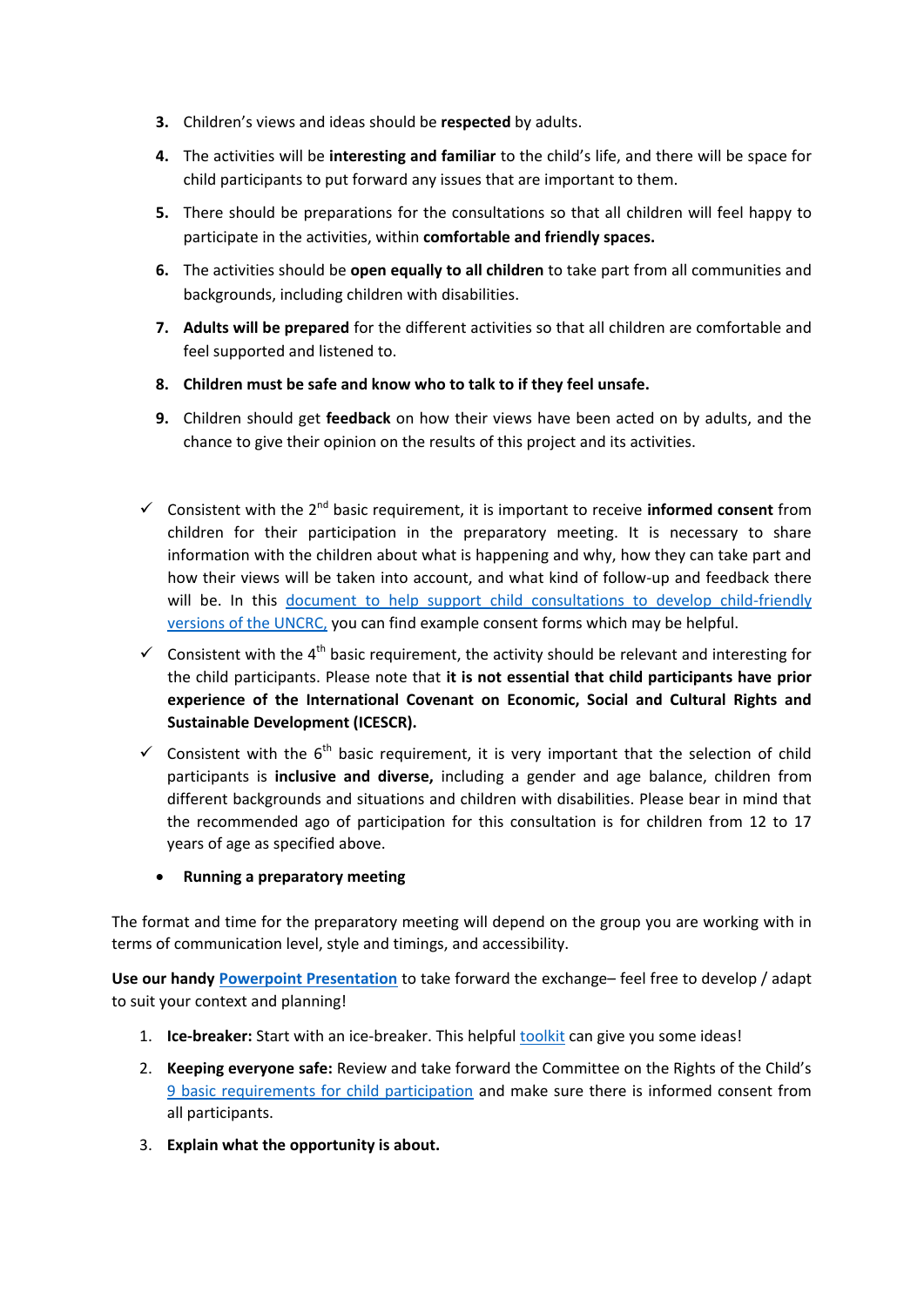3. Children's views and ideas should be **respected** by adults.
4. The activities will be **interesting and familiar** to the child's life, and there will be space for child participants to put forward any issues that are important to them.
5. There should be preparations for the consultations so that all children will feel happy to participate in the activities, within **comfortable and friendly spaces.**
6. The activities should be **open equally to all children** to take part from all communities and backgrounds, including children with disabilities.
7. **Adults will be prepared** for the different activities so that all children are comfortable and feel supported and listened to.
8. **Children must be safe and know who to talk to if they feel unsafe.**
9. Children should get **feedback** on how their views have been acted on by adults, and the chance to give their opinion on the results of this project and its activities.

- ✓ Consistent with the 2nd basic requirement, it is important to receive **informed consent** from children for their participation in the preparatory meeting. It is necessary to share information with the children about what is happening and why, how they can take part and how their views will be taken into account, and what kind of follow-up and feedback there will be. In this [document to help support child consultations to develop child-friendly versions of the UNCRC,]() you can find example consent forms which may be helpful.
- ✓ Consistent with the 4th basic requirement, the activity should be relevant and interesting for the child participants. Please note that **it is not essential that child participants have prior experience of the International Covenant on Economic, Social and Cultural Rights and Sustainable Development (ICESCR).**
- ✓ Consistent with the 6th basic requirement, it is very important that the selection of child participants is **inclusive and diverse,** including a gender and age balance, children from different backgrounds and situations and children with disabilities. Please bear in mind that the recommended ago of participation for this consultation is for children from 12 to 17 years of age as specified above.

- **Running a preparatory meeting**

The format and time for the preparatory meeting will depend on the group you are working with in terms of communication level, style and timings, and accessibility.

**Use our handy [Powerpoint Presentation]()** to take forward the exchange– feel free to develop / adapt to suit your context and planning!

1. **Ice-breaker:** Start with an ice-breaker. This helpful [toolkit]() can give you some ideas!
2. **Keeping everyone safe:** Review and take forward the Committee on the Rights of the Child's [9 basic requirements for child participation]() and make sure there is informed consent from all participants.
3. **Explain what the opportunity is about.**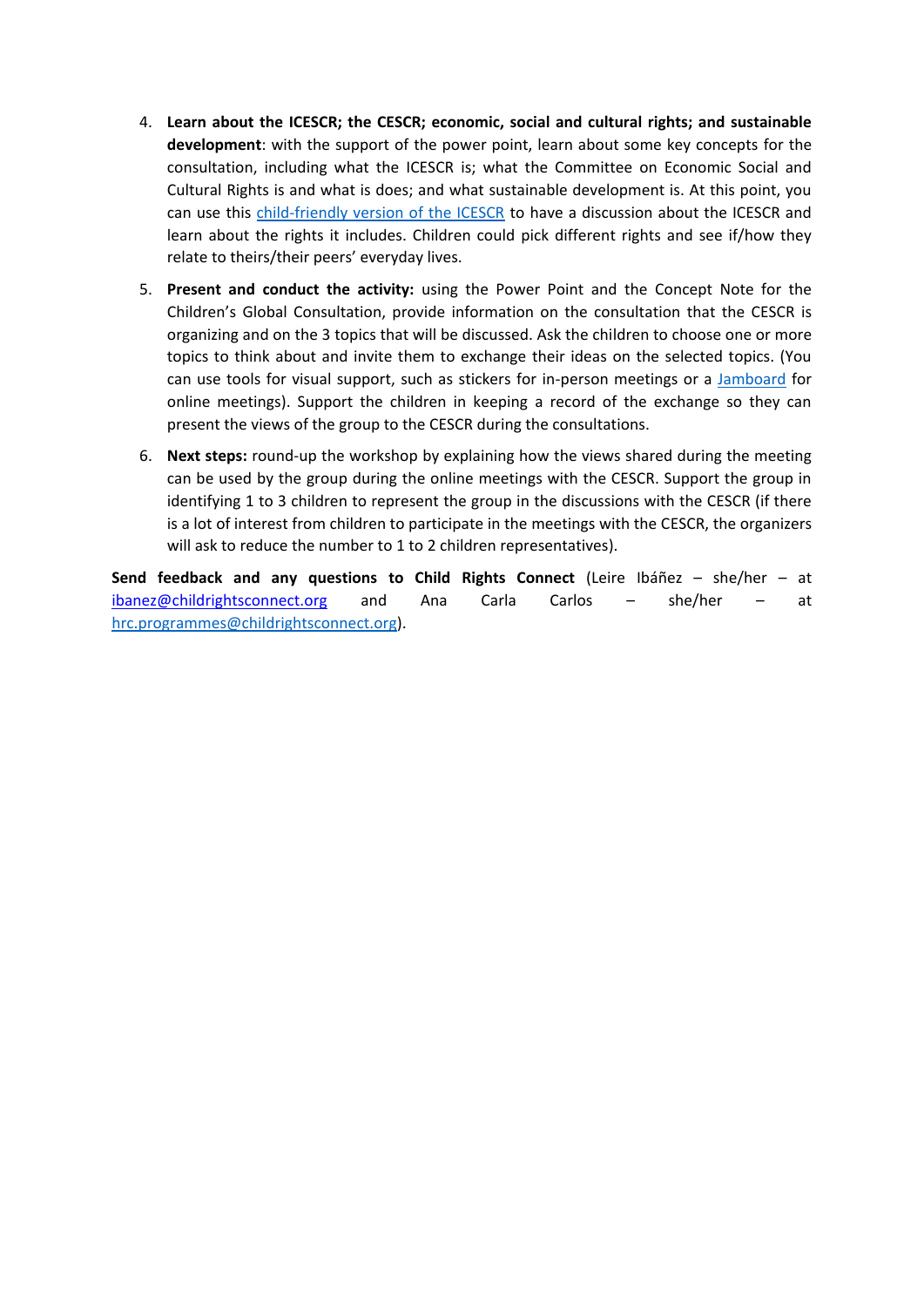4. **Learn about the ICESCR; the CESCR; economic, social and cultural rights; and sustainable development**: with the support of the power point, learn about some key concepts for the consultation, including what the ICESCR is; what the Committee on Economic Social and Cultural Rights is and what is does; and what sustainable development is. At this point, you can use this [child-friendly version of the ICESCR]() to have a discussion about the ICESCR and learn about the rights it includes. Children could pick different rights and see if/how they relate to theirs/their peers' everyday lives.

5. **Present and conduct the activity:** using the Power Point and the Concept Note for the Children's Global Consultation, provide information on the consultation that the CESCR is organizing and on the 3 topics that will be discussed. Ask the children to choose one or more topics to think about and invite them to exchange their ideas on the selected topics. (You can use tools for visual support, such as stickers for in-person meetings or a [Jamboard]() for online meetings). Support the children in keeping a record of the exchange so they can present the views of the group to the CESCR during the consultations.

6. **Next steps:** round-up the workshop by explaining how the views shared during the meeting can be used by the group during the online meetings with the CESCR. Support the group in identifying 1 to 3 children to represent the group in the discussions with the CESCR (if there is a lot of interest from children to participate in the meetings with the CESCR, the organizers will ask to reduce the number to 1 to 2 children representatives).

**Send feedback and any questions to Child Rights Connect** (Leire Ibáñez – she/her – at ibanez@childrightsconnect.org and Ana Carla Carlos – she/her – at hrc.programmes@childrightsconnect.org).